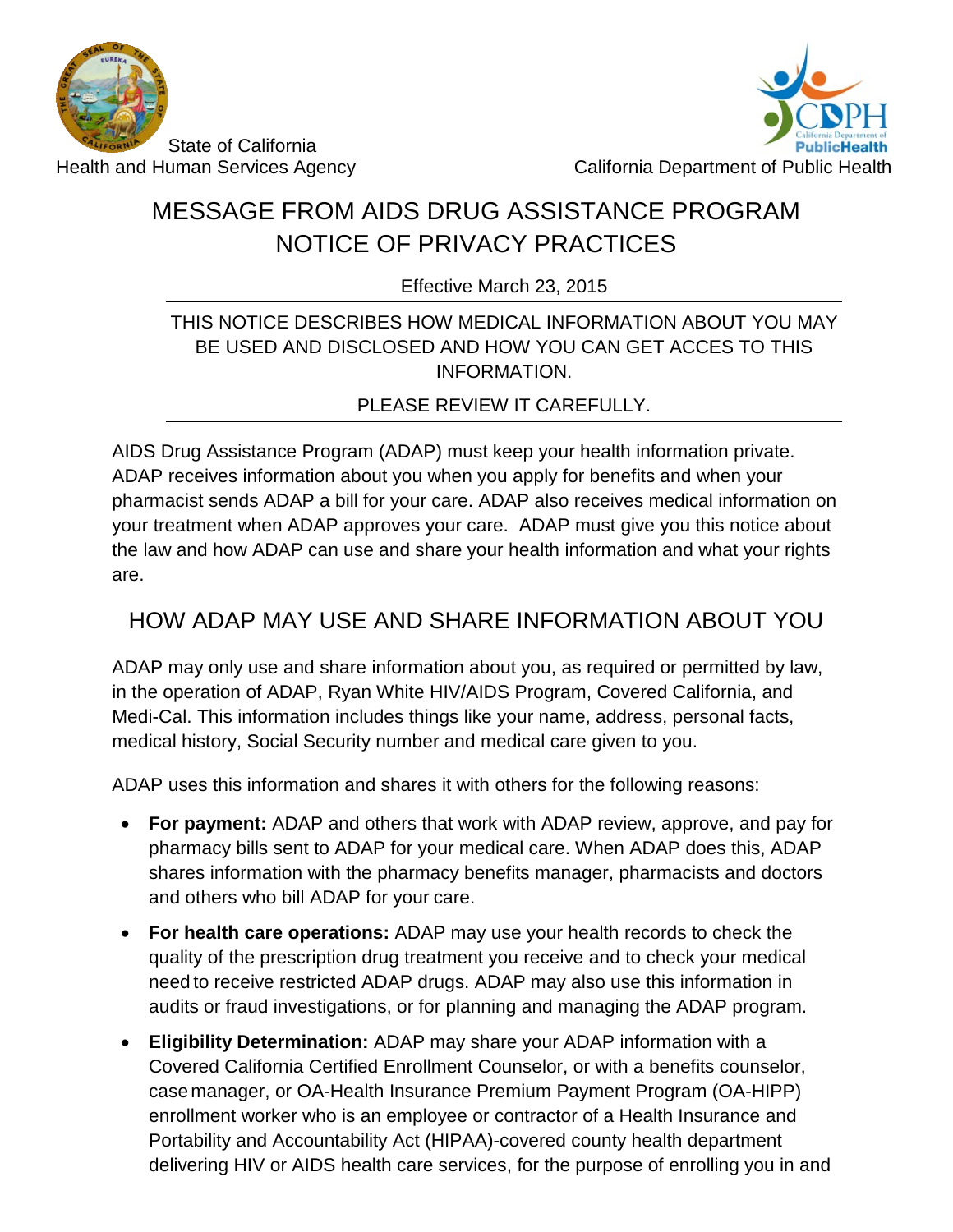State of California
Health and Human Services Agency

California Department of Public Health

# MESSAGE FROM AIDS DRUG ASSISTANCE PROGRAM NOTICE OF PRIVACY PRACTICES

Effective March 23, 2015

THIS NOTICE DESCRIBES HOW MEDICAL INFORMATION ABOUT YOU MAY BE USED AND DISCLOSED AND HOW YOU CAN GET ACCES TO THIS INFORMATION.

PLEASE REVIEW IT CAREFULLY.

AIDS Drug Assistance Program (ADAP) must keep your health information private. ADAP receives information about you when you apply for benefits and when your pharmacist sends ADAP a bill for your care. ADAP also receives medical information on your treatment when ADAP approves your care. ADAP must give you this notice about the law and how ADAP can use and share your health information and what your rights are.

## HOW ADAP MAY USE AND SHARE INFORMATION ABOUT YOU

ADAP may only use and share information about you, as required or permitted by law, in the operation of ADAP, Ryan White HIV/AIDS Program, Covered California, and Medi-Cal. This information includes things like your name, address, personal facts, medical history, Social Security number and medical care given to you.

ADAP uses this information and shares it with others for the following reasons:

- **For payment:** ADAP and others that work with ADAP review, approve, and pay for pharmacy bills sent to ADAP for your medical care. When ADAP does this, ADAP shares information with the pharmacy benefits manager, pharmacists and doctors and others who bill ADAP for your care.
- **For health care operations:** ADAP may use your health records to check the quality of the prescription drug treatment you receive and to check your medical need to receive restricted ADAP drugs. ADAP may also use this information in audits or fraud investigations, or for planning and managing the ADAP program.
- **Eligibility Determination:** ADAP may share your ADAP information with a Covered California Certified Enrollment Counselor, or with a benefits counselor, case manager, or OA-Health Insurance Premium Payment Program (OA-HIPP) enrollment worker who is an employee or contractor of a Health Insurance and Portability and Accountability Act (HIPAA)-covered county health department delivering HIV or AIDS health care services, for the purpose of enrolling you in and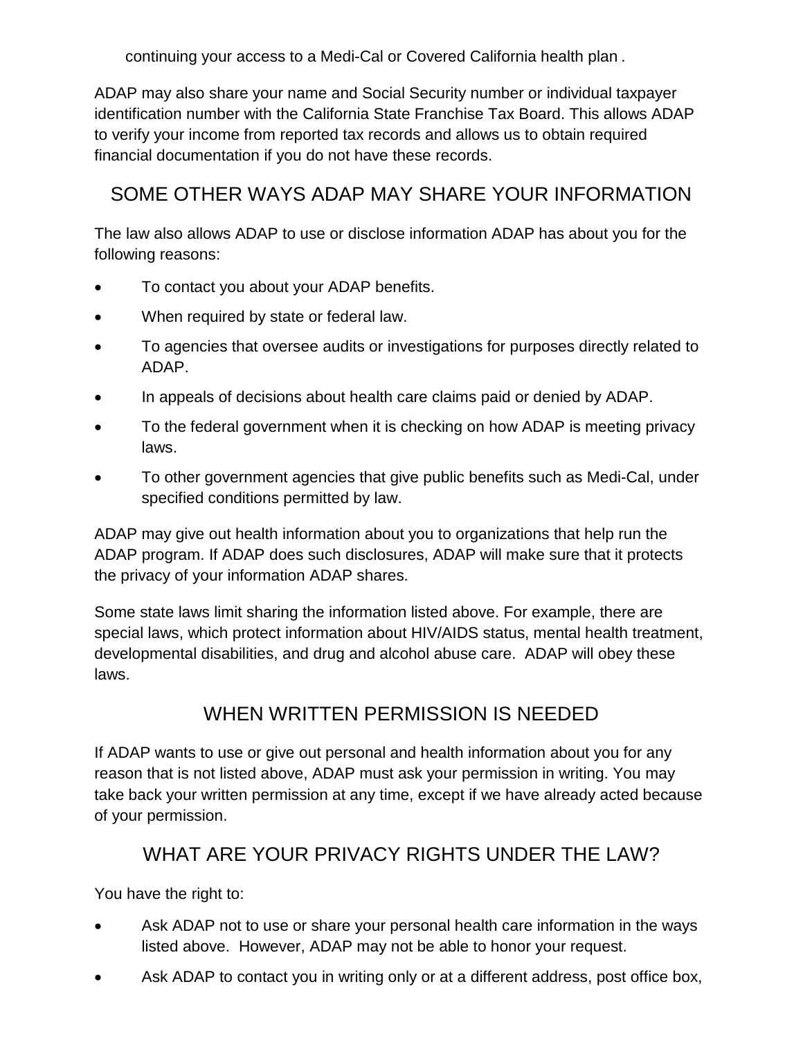continuing your access to a Medi-Cal or Covered California health plan.

ADAP may also share your name and Social Security number or individual taxpayer identification number with the California State Franchise Tax Board. This allows ADAP to verify your income from reported tax records and allows us to obtain required financial documentation if you do not have these records.

## SOME OTHER WAYS ADAP MAY SHARE YOUR INFORMATION

The law also allows ADAP to use or disclose information ADAP has about you for the following reasons:

- To contact you about your ADAP benefits.
- When required by state or federal law.
- To agencies that oversee audits or investigations for purposes directly related to ADAP.
- In appeals of decisions about health care claims paid or denied by ADAP.
- To the federal government when it is checking on how ADAP is meeting privacy laws.
- To other government agencies that give public benefits such as Medi-Cal, under specified conditions permitted by law.

ADAP may give out health information about you to organizations that help run the ADAP program. If ADAP does such disclosures, ADAP will make sure that it protects the privacy of your information ADAP shares.

Some state laws limit sharing the information listed above. For example, there are special laws, which protect information about HIV/AIDS status, mental health treatment, developmental disabilities, and drug and alcohol abuse care. ADAP will obey these laws.

## WHEN WRITTEN PERMISSION IS NEEDED

If ADAP wants to use or give out personal and health information about you for any reason that is not listed above, ADAP must ask your permission in writing. You may take back your written permission at any time, except if we have already acted because of your permission.

## WHAT ARE YOUR PRIVACY RIGHTS UNDER THE LAW?

You have the right to:

- Ask ADAP not to use or share your personal health care information in the ways listed above. However, ADAP may not be able to honor your request.
- Ask ADAP to contact you in writing only or at a different address, post office box,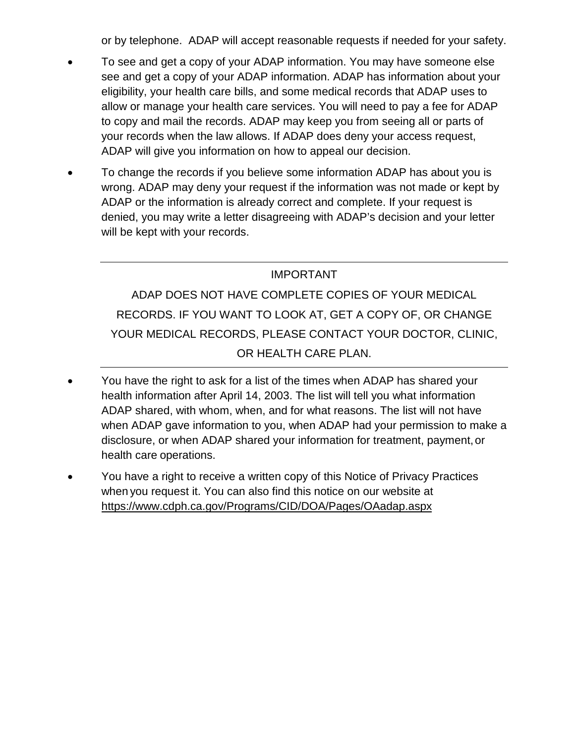or by telephone. ADAP will accept reasonable requests if needed for your safety.

- To see and get a copy of your ADAP information. You may have someone else see and get a copy of your ADAP information. ADAP has information about your eligibility, your health care bills, and some medical records that ADAP uses to allow or manage your health care services. You will need to pay a fee for ADAP to copy and mail the records. ADAP may keep you from seeing all or parts of your records when the law allows. If ADAP does deny your access request, ADAP will give you information on how to appeal our decision.
- To change the records if you believe some information ADAP has about you is wrong. ADAP may deny your request if the information was not made or kept by ADAP or the information is already correct and complete. If your request is denied, you may write a letter disagreeing with ADAP's decision and your letter will be kept with your records.

---

IMPORTANT

ADAP DOES NOT HAVE COMPLETE COPIES OF YOUR MEDICAL RECORDS. IF YOU WANT TO LOOK AT, GET A COPY OF, OR CHANGE YOUR MEDICAL RECORDS, PLEASE CONTACT YOUR DOCTOR, CLINIC, OR HEALTH CARE PLAN.

---

- You have the right to ask for a list of the times when ADAP has shared your health information after April 14, 2003. The list will tell you what information ADAP shared, with whom, when, and for what reasons. The list will not have when ADAP gave information to you, when ADAP had your permission to make a disclosure, or when ADAP shared your information for treatment, payment, or health care operations.
- You have a right to receive a written copy of this Notice of Privacy Practices when you request it. You can also find this notice on our website at https://www.cdph.ca.gov/Programs/CID/DOA/Pages/OAadap.aspx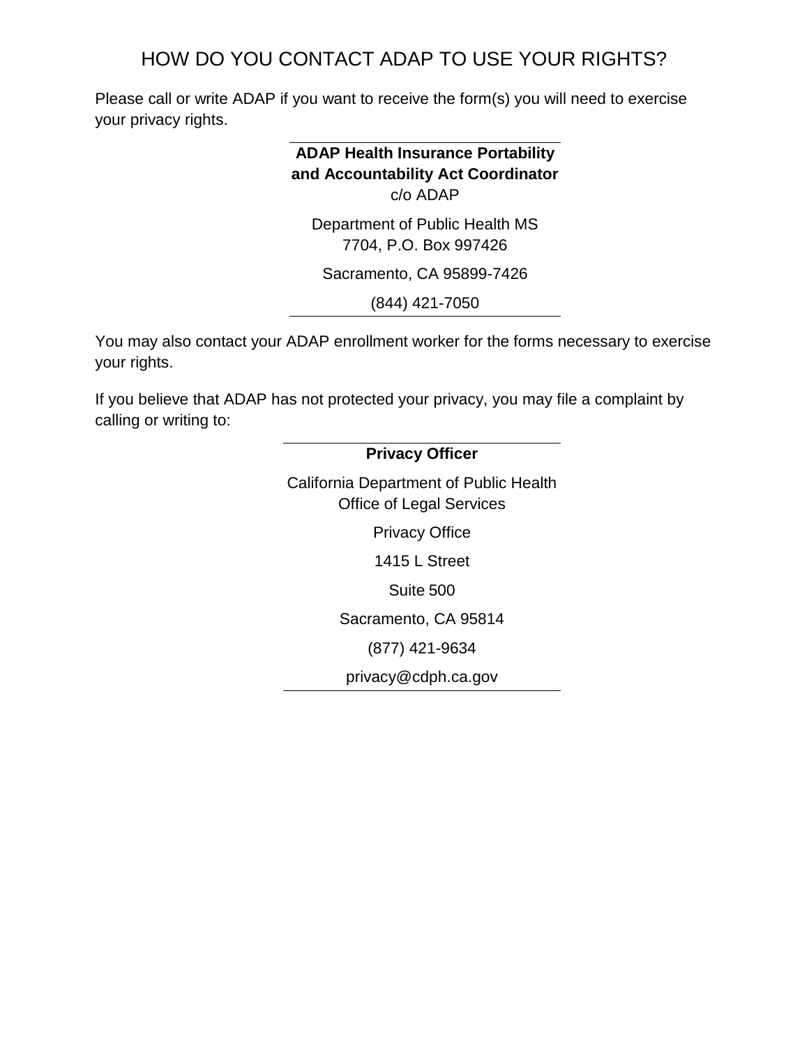# HOW DO YOU CONTACT ADAP TO USE YOUR RIGHTS?

Please call or write ADAP if you want to receive the form(s) you will need to exercise your privacy rights.

**ADAP Health Insurance Portability and Accountability Act Coordinator**
c/o ADAP

Department of Public Health MS 7704, P.O. Box 997426

Sacramento, CA 95899-7426

(844) 421-7050

You may also contact your ADAP enrollment worker for the forms necessary to exercise your rights.

If you believe that ADAP has not protected your privacy, you may file a complaint by calling or writing to:

**Privacy Officer**

California Department of Public Health
Office of Legal Services

Privacy Office

1415 L Street

Suite 500

Sacramento, CA 95814

(877) 421-9634

privacy@cdph.ca.gov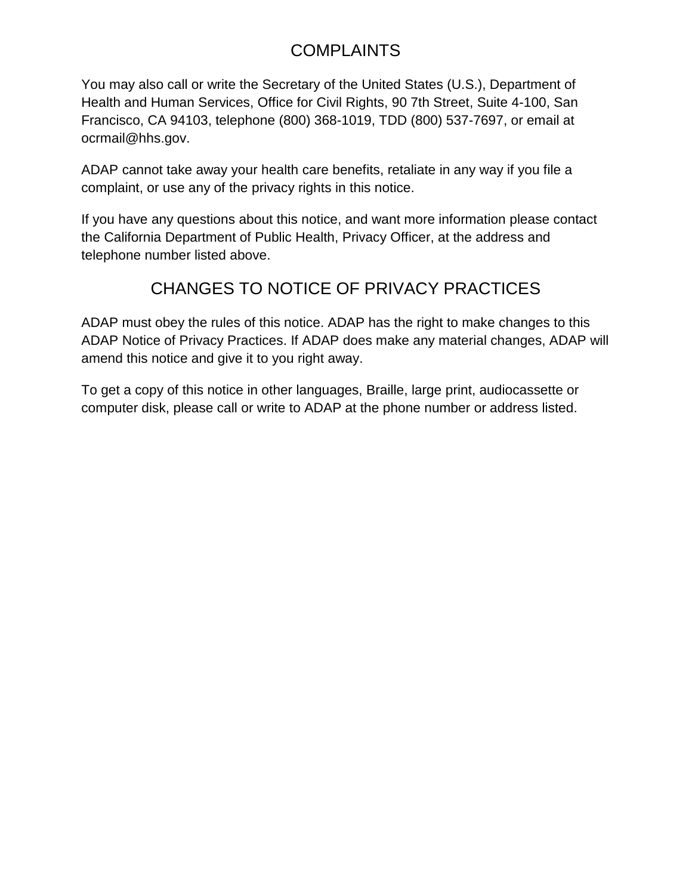## COMPLAINTS

You may also call or write the Secretary of the United States (U.S.), Department of Health and Human Services, Office for Civil Rights, 90 7th Street, Suite 4-100, San Francisco, CA 94103, telephone (800) 368-1019, TDD (800) 537-7697, or email at ocrmail@hhs.gov.

ADAP cannot take away your health care benefits, retaliate in any way if you file a complaint, or use any of the privacy rights in this notice.

If you have any questions about this notice, and want more information please contact the California Department of Public Health, Privacy Officer, at the address and telephone number listed above.

## CHANGES TO NOTICE OF PRIVACY PRACTICES

ADAP must obey the rules of this notice. ADAP has the right to make changes to this ADAP Notice of Privacy Practices. If ADAP does make any material changes, ADAP will amend this notice and give it to you right away.

To get a copy of this notice in other languages, Braille, large print, audiocassette or computer disk, please call or write to ADAP at the phone number or address listed.